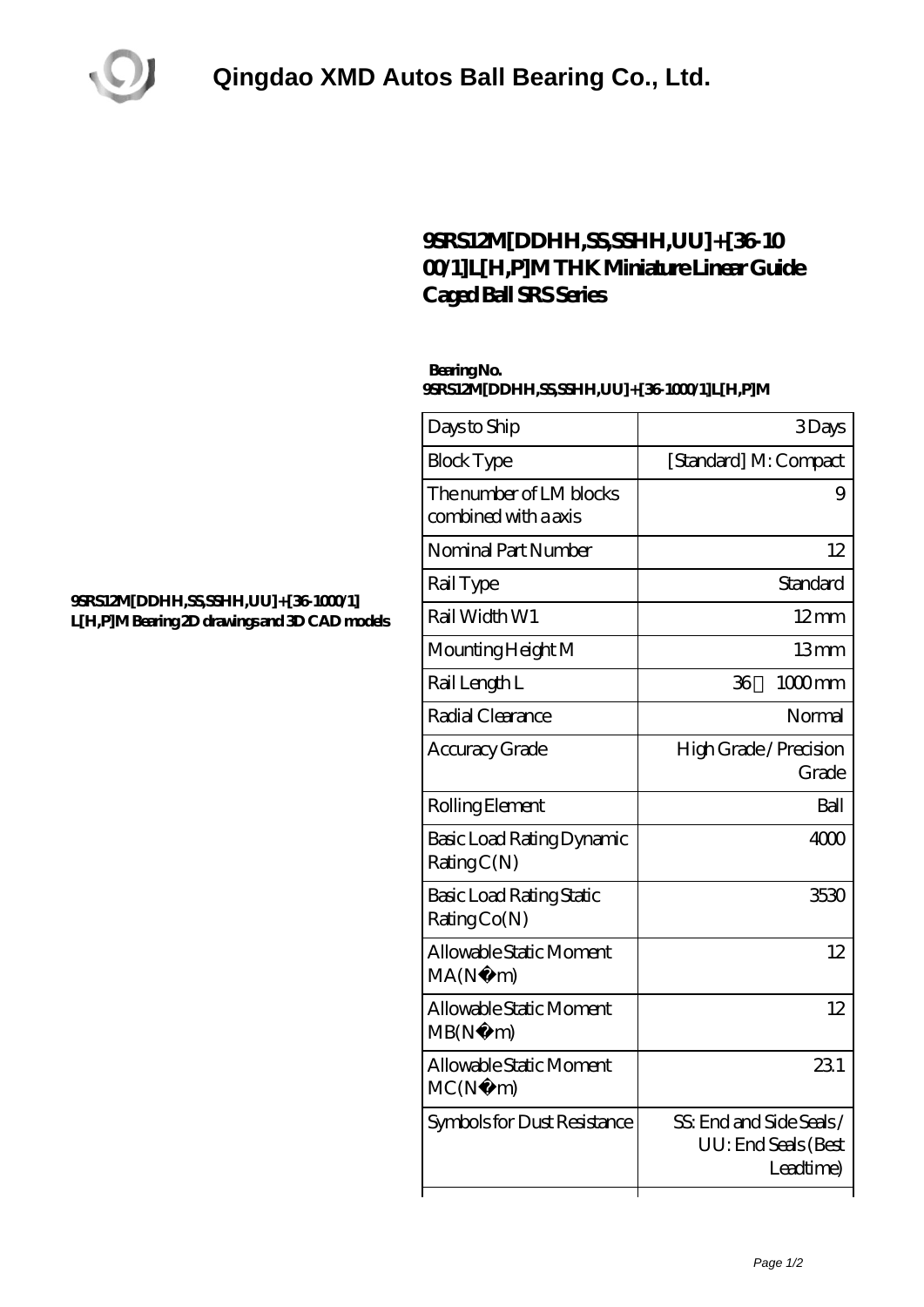# Qingdao XMD Autos Ball Bearing Co., Ltd.

## 9SRS12M[DDHH,SS,SSHH,UU]+[36-1000/1]L[H,P]M THK Miniature Linear Guide Caged Ball SRS Series

**Bearing No. 9SRS12M[DDHH,SS,SSHH,UU]+[36-1000/1]L[H,P]M**

**9SRS12M[DDHH,SS,SSHH,UU]+[36-1000/1] L[H,P]M Bearing 2D drawings and 3D CAD models**

| | |
|---|---|
| Days to Ship | 3 Days |
| Block Type | [Standard] M: Compact |
| The number of LM blocks combined with a axis | 9 |
| Nominal Part Number | 12 |
| Rail Type | Standard |
| Rail Width W1 | 12 mm |
| Mounting Height M | 13 mm |
| Rail Length L | 36 1000 mm |
| Radial Clearance | Normal |
| Accuracy Grade | High Grade / Precision Grade |
| Rolling Element | Ball |
| Basic Load Rating Dynamic Rating C(N) | 4000 |
| Basic Load Rating Static Rating Co(N) | 3530 |
| Allowable Static Moment MA(N・m) | 12 |
| Allowable Static Moment MB(N・m) | 12 |
| Allowable Static Moment MC(N・m) | 23.1 |
| Symbols for Dust Resistance | SS: End and Side Seals / UU: End Seals (Best Leadtime) |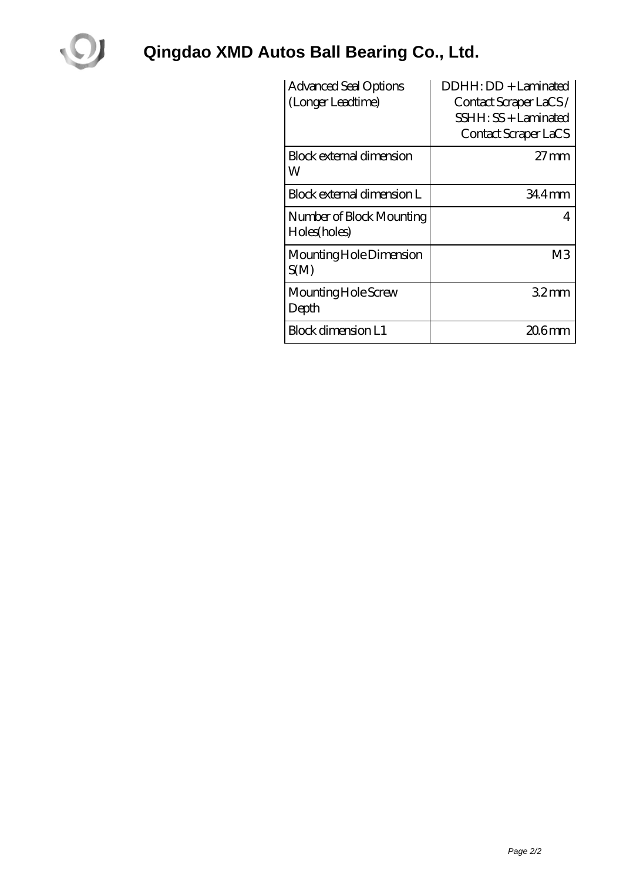| | |
|---|---|
| Advanced Seal Options (Longer Leadtime) | DDHH: DD + Laminated Contact Scraper LaCS / SSHH: SS + Laminated Contact Scraper LaCS |
| Block external dimension W | 27 mm |
| Block external dimension L | 34.4 mm |
| Number of Block Mounting Holes(holes) | 4 |
| Mounting Hole Dimension S(M) | M3 |
| Mounting Hole Screw Depth | 3.2 mm |
| Block dimension L1 | 20.6 mm |